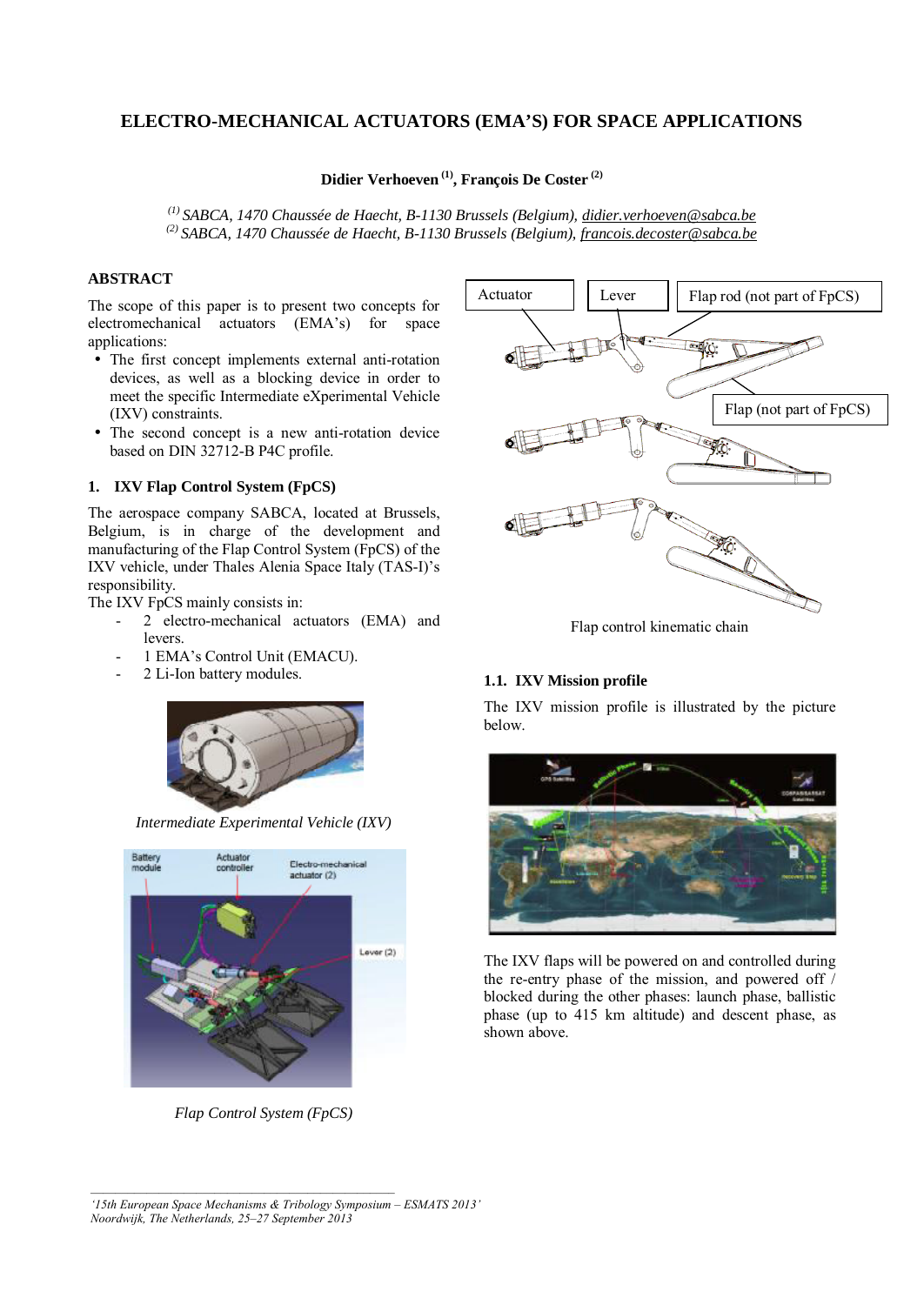# ELECTRO-MECHANICAL ACTUATORS (EMA'S) FOR SPACE APPLICATIONS

**Didier Verhoeven [1], François De Coster [2]**

*[1] SABCA, 1470 Chaussée de Haecht, B-1130 Brussels (Belgium), didier.verhoeven@sabca.be*
*[2] SABCA, 1470 Chaussée de Haecht, B-1130 Brussels (Belgium), francois.decoster@sabca.be*

## ABSTRACT

The scope of this paper is to present two concepts for electromechanical actuators (EMA's) for space applications:

- The first concept implements external anti-rotation devices, as well as a blocking device in order to meet the specific Intermediate eXperimental Vehicle (IXV) constraints.
- The second concept is a new anti-rotation device based on DIN 32712-B P4C profile.

## 1. IXV Flap Control System (FpCS)

The aerospace company SABCA, located at Brussels, Belgium, is in charge of the development and manufacturing of the Flap Control System (FpCS) of the IXV vehicle, under Thales Alenia Space Italy (TAS-I)'s responsibility.

The IXV FpCS mainly consists in:

- 2 electro-mechanical actuators (EMA) and levers.
- 1 EMA's Control Unit (EMACU).
- 2 Li-Ion battery modules.

*Intermediate Experimental Vehicle (IXV)*

*Flap Control System (FpCS)*

Flap control kinematic chain

### 1.1. IXV Mission profile

The IXV mission profile is illustrated by the picture below.

The IXV flaps will be powered on and controlled during the re-entry phase of the mission, and powered off / blocked during the other phases: launch phase, ballistic phase (up to 415 km altitude) and descent phase, as shown above.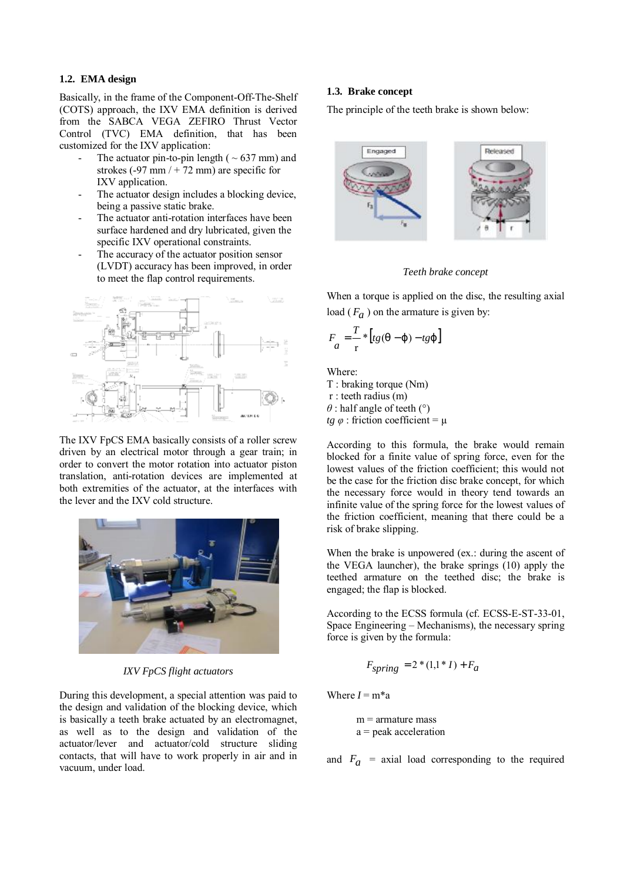## 1.2. EMA design

Basically, in the frame of the Component-Off-The-Shelf (COTS) approach, the IXV EMA definition is derived from the SABCA VEGA ZEFIRO Thrust Vector Control (TVC) EMA definition, that has been customized for the IXV application:

- The actuator pin-to-pin length ( ~ 637 mm) and strokes (-97 mm / + 72 mm) are specific for IXV application.
- The actuator design includes a blocking device, being a passive static brake.
- The actuator anti-rotation interfaces have been surface hardened and dry lubricated, given the specific IXV operational constraints.
- The accuracy of the actuator position sensor (LVDT) accuracy has been improved, in order to meet the flap control requirements.

The IXV FpCS EMA basically consists of a roller screw driven by an electrical motor through a gear train; in order to convert the motor rotation into actuator piston translation, anti-rotation devices are implemented at both extremities of the actuator, at the interfaces with the lever and the IXV cold structure.

*IXV FpCS flight actuators*

During this development, a special attention was paid to the design and validation of the blocking device, which is basically a teeth brake actuated by an electromagnet, as well as to the design and validation of the actuator/lever and actuator/cold structure sliding contacts, that will have to work properly in air and in vacuum, under load.

## 1.3. Brake concept

The principle of the teeth brake is shown below:

*Teeth brake concept*

When a torque is applied on the disc, the resulting axial load ( $F_a$ ) on the armature is given by:

$$F_a = \frac{T}{r} * \left[ tg(\theta - \varphi) - tg\varphi \right]$$

Where:
T : braking torque (Nm)
r : teeth radius (m)
$\theta$ : half angle of teeth (°)
$tg\ \varphi$ : friction coefficient = µ

According to this formula, the brake would remain blocked for a finite value of spring force, even for the lowest values of the friction coefficient; this would not be the case for the friction disc brake concept, for which the necessary force would in theory tend towards an infinite value of the spring force for the lowest values of the friction coefficient, meaning that there could be a risk of brake slipping.

When the brake is unpowered (ex.: during the ascent of the VEGA launcher), the brake springs (10) apply the teethed armature on the teethed disc; the brake is engaged; the flap is blocked.

According to the ECSS formula (cf. ECSS-E-ST-33-01, Space Engineering – Mechanisms), the necessary spring force is given by the formula:

$$F_{spring} = 2 * (1{,}1 * I) + F_a$$

Where $I$ = m*a

m = armature mass
a = peak acceleration

and $F_a$ = axial load corresponding to the required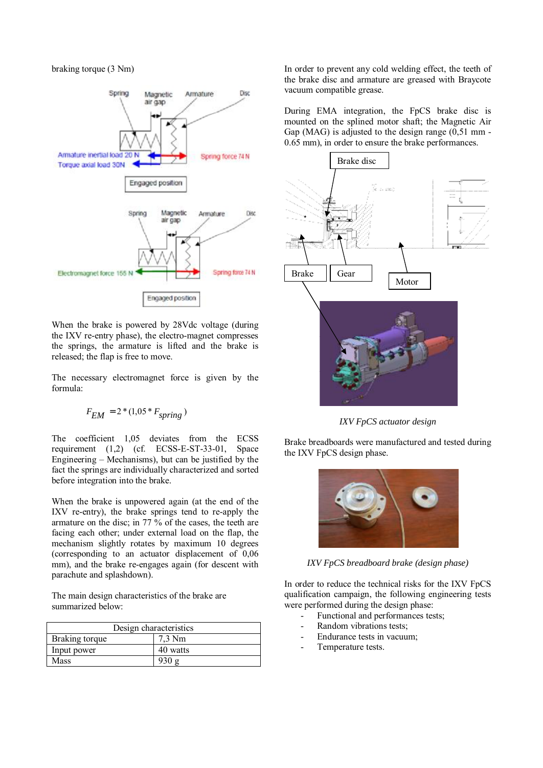braking torque (3 Nm)

Spring

Magnetic air gap

Armature

Disc

Armature inertial load 20 N

Torque axial load 30N

Spring force 74 N

Engaged position

Spring

Magnetic air gap

Armature

Disc

Electromagnet force 155 N

Spring force 74 N

Engaged position

When the brake is powered by 28Vdc voltage (during the IXV re-entry phase), the electro-magnet compresses the springs, the armature is lifted and the brake is released; the flap is free to move.

The necessary electromagnet force is given by the formula:

$$F_{EM} = 2 * (1{,}05 * F_{spring})$$

The coefficient 1,05 deviates from the ECSS requirement (1,2) (cf. ECSS-E-ST-33-01, Space Engineering – Mechanisms), but can be justified by the fact the springs are individually characterized and sorted before integration into the brake.

When the brake is unpowered again (at the end of the IXV re-entry), the brake springs tend to re-apply the armature on the disc; in 77 % of the cases, the teeth are facing each other; under external load on the flap, the mechanism slightly rotates by maximum 10 degrees (corresponding to an actuator displacement of 0,06 mm), and the brake re-engages again (for descent with parachute and splashdown).

The main design characteristics of the brake are summarized below:

| Design characteristics | |
|---|---|
| Braking torque | 7,3 Nm |
| Input power | 40 watts |
| Mass | 930 g |

In order to prevent any cold welding effect, the teeth of the brake disc and armature are greased with Braycote vacuum compatible grease.

During EMA integration, the FpCS brake disc is mounted on the splined motor shaft; the Magnetic Air Gap (MAG) is adjusted to the design range (0,51 mm - 0.65 mm), in order to ensure the brake performances.

Brake disc

Brake

Gear

Motor

*IXV FpCS actuator design*

Brake breadboards were manufactured and tested during the IXV FpCS design phase.

*IXV FpCS breadboard brake (design phase)*

In order to reduce the technical risks for the IXV FpCS qualification campaign, the following engineering tests were performed during the design phase:

- Functional and performances tests;
- Random vibrations tests;
- Endurance tests in vacuum;
- Temperature tests.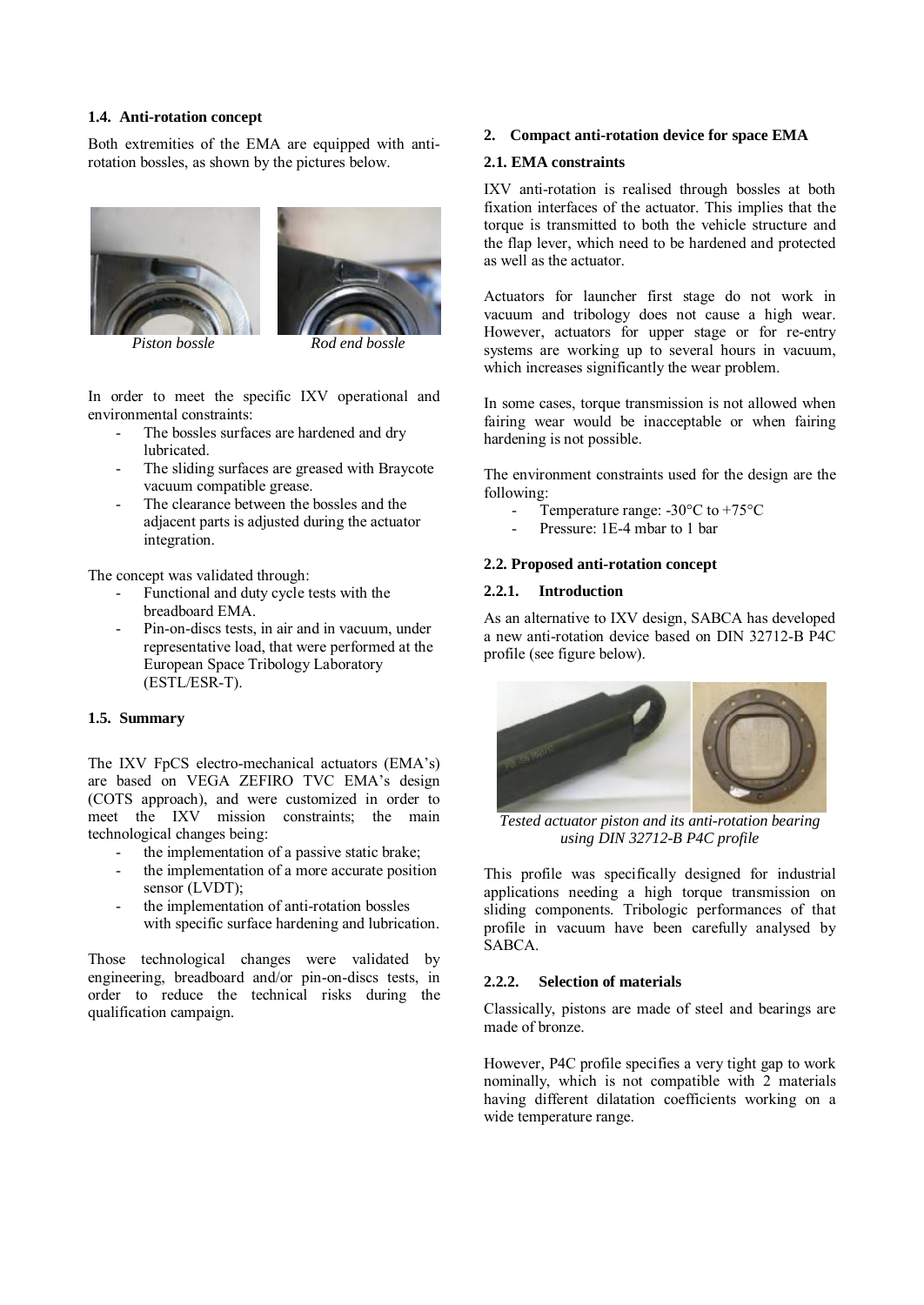### 1.4. Anti-rotation concept

Both extremities of the EMA are equipped with anti-rotation bossles, as shown by the pictures below.

*Piston bossle* *Rod end bossle*

In order to meet the specific IXV operational and environmental constraints:

- The bossles surfaces are hardened and dry lubricated.
- The sliding surfaces are greased with Braycote vacuum compatible grease.
- The clearance between the bossles and the adjacent parts is adjusted during the actuator integration.

The concept was validated through:

- Functional and duty cycle tests with the breadboard EMA.
- Pin-on-discs tests, in air and in vacuum, under representative load, that were performed at the European Space Tribology Laboratory (ESTL/ESR-T).

### 1.5. Summary

The IXV FpCS electro-mechanical actuators (EMA's) are based on VEGA ZEFIRO TVC EMA's design (COTS approach), and were customized in order to meet the IXV mission constraints; the main technological changes being:

- the implementation of a passive static brake;
- the implementation of a more accurate position sensor (LVDT);
- the implementation of anti-rotation bossles with specific surface hardening and lubrication.

Those technological changes were validated by engineering, breadboard and/or pin-on-discs tests, in order to reduce the technical risks during the qualification campaign.

## 2. Compact anti-rotation device for space EMA

### 2.1. EMA constraints

IXV anti-rotation is realised through bossles at both fixation interfaces of the actuator. This implies that the torque is transmitted to both the vehicle structure and the flap lever, which need to be hardened and protected as well as the actuator.

Actuators for launcher first stage do not work in vacuum and tribology does not cause a high wear. However, actuators for upper stage or for re-entry systems are working up to several hours in vacuum, which increases significantly the wear problem.

In some cases, torque transmission is not allowed when fairing wear would be inacceptable or when fairing hardening is not possible.

The environment constraints used for the design are the following:

- Temperature range: -30°C to +75°C
- Pressure: 1E-4 mbar to 1 bar

### 2.2. Proposed anti-rotation concept

#### 2.2.1. Introduction

As an alternative to IXV design, SABCA has developed a new anti-rotation device based on DIN 32712-B P4C profile (see figure below).

*Tested actuator piston and its anti-rotation bearing using DIN 32712-B P4C profile*

This profile was specifically designed for industrial applications needing a high torque transmission on sliding components. Tribologic performances of that profile in vacuum have been carefully analysed by SABCA.

#### 2.2.2. Selection of materials

Classically, pistons are made of steel and bearings are made of bronze.

However, P4C profile specifies a very tight gap to work nominally, which is not compatible with 2 materials having different dilatation coefficients working on a wide temperature range.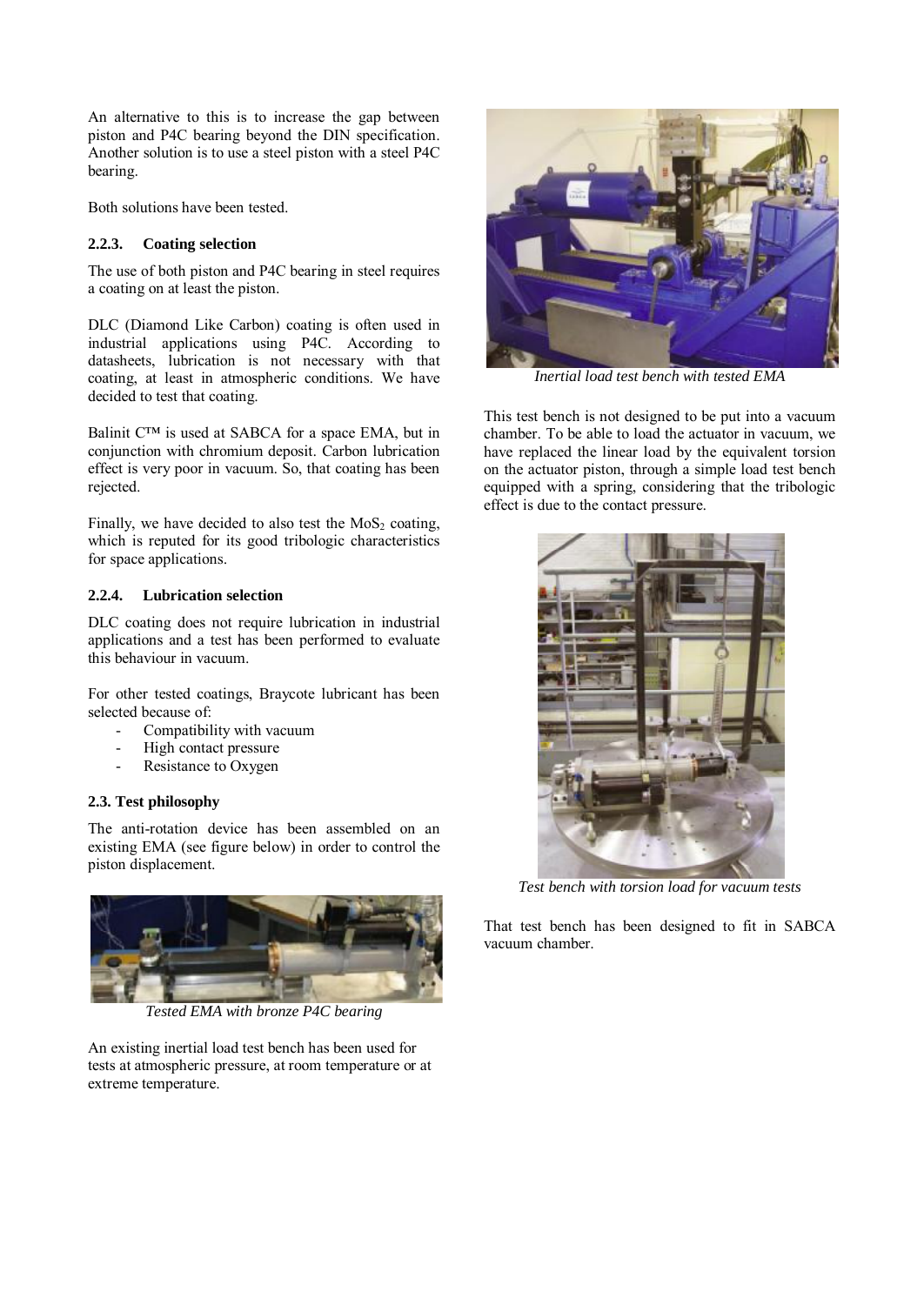An alternative to this is to increase the gap between piston and P4C bearing beyond the DIN specification. Another solution is to use a steel piston with a steel P4C bearing.

Both solutions have been tested.

### 2.2.3. Coating selection

The use of both piston and P4C bearing in steel requires a coating on at least the piston.

DLC (Diamond Like Carbon) coating is often used in industrial applications using P4C. According to datasheets, lubrication is not necessary with that coating, at least in atmospheric conditions. We have decided to test that coating.

Balinit C™ is used at SABCA for a space EMA, but in conjunction with chromium deposit. Carbon lubrication effect is very poor in vacuum. So, that coating has been rejected.

Finally, we have decided to also test the $MoS_2$ coating, which is reputed for its good tribologic characteristics for space applications.

### 2.2.4. Lubrication selection

DLC coating does not require lubrication in industrial applications and a test has been performed to evaluate this behaviour in vacuum.

For other tested coatings, Braycote lubricant has been selected because of:

- Compatibility with vacuum
- High contact pressure
- Resistance to Oxygen

## 2.3. Test philosophy

The anti-rotation device has been assembled on an existing EMA (see figure below) in order to control the piston displacement.

*Tested EMA with bronze P4C bearing*

An existing inertial load test bench has been used for tests at atmospheric pressure, at room temperature or at extreme temperature.

*Inertial load test bench with tested EMA*

This test bench is not designed to be put into a vacuum chamber. To be able to load the actuator in vacuum, we have replaced the linear load by the equivalent torsion on the actuator piston, through a simple load test bench equipped with a spring, considering that the tribologic effect is due to the contact pressure.

*Test bench with torsion load for vacuum tests*

That test bench has been designed to fit in SABCA vacuum chamber.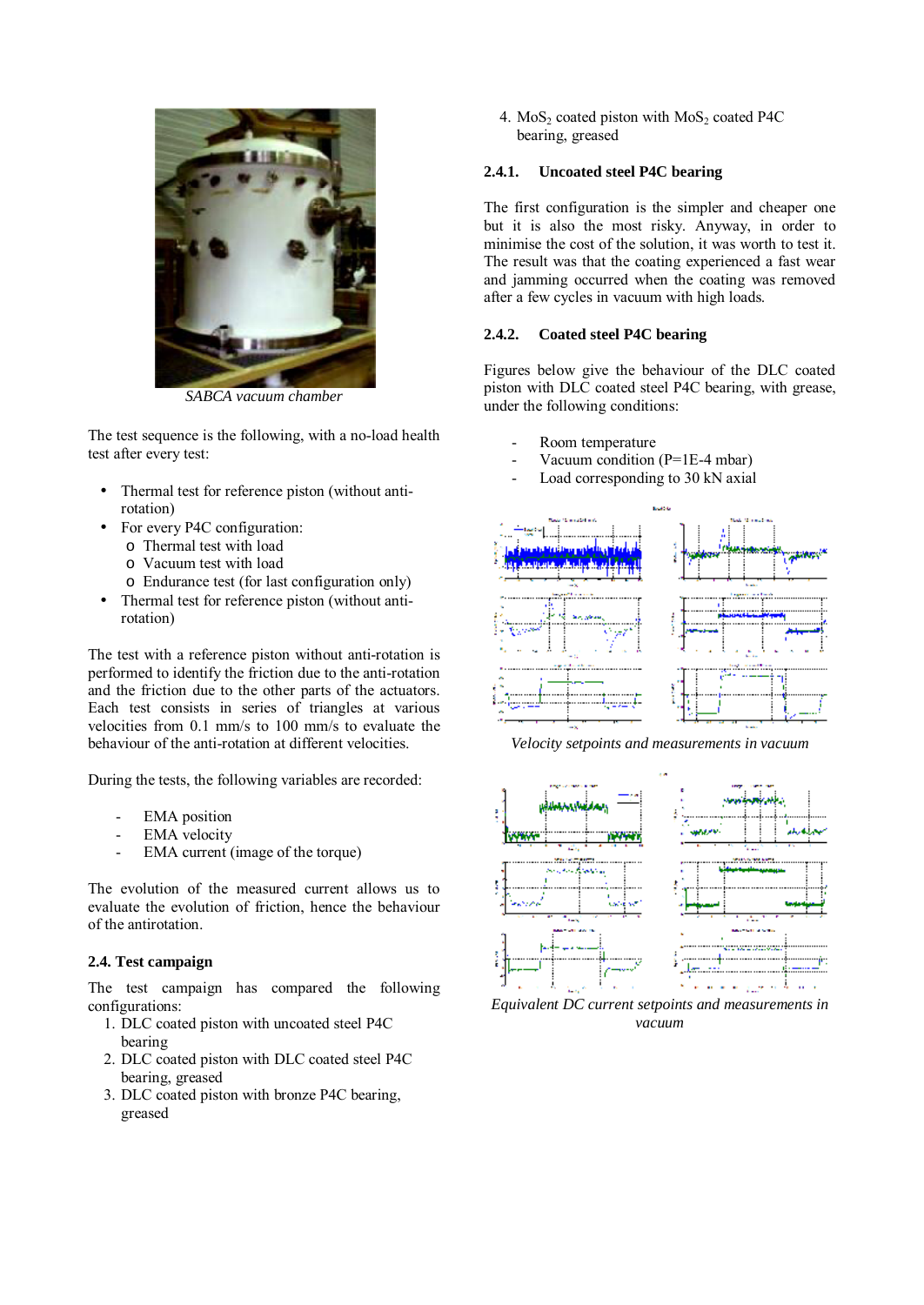*SABCA vacuum chamber*

The test sequence is the following, with a no-load health test after every test:

- Thermal test for reference piston (without anti-rotation)
- For every P4C configuration:
  - Thermal test with load
  - Vacuum test with load
  - Endurance test (for last configuration only)
- Thermal test for reference piston (without anti-rotation)

The test with a reference piston without anti-rotation is performed to identify the friction due to the anti-rotation and the friction due to the other parts of the actuators. Each test consists in series of triangles at various velocities from 0.1 mm/s to 100 mm/s to evaluate the behaviour of the anti-rotation at different velocities.

During the tests, the following variables are recorded:

- EMA position
- EMA velocity
- EMA current (image of the torque)

The evolution of the measured current allows us to evaluate the evolution of friction, hence the behaviour of the antirotation.

### 2.4. Test campaign

The test campaign has compared the following configurations:

1. DLC coated piston with uncoated steel P4C bearing
2. DLC coated piston with DLC coated steel P4C bearing, greased
3. DLC coated piston with bronze P4C bearing, greased
4. $MoS_2$ coated piston with $MoS_2$ coated P4C bearing, greased

#### 2.4.1. Uncoated steel P4C bearing

The first configuration is the simpler and cheaper one but it is also the most risky. Anyway, in order to minimise the cost of the solution, it was worth to test it. The result was that the coating experienced a fast wear and jamming occurred when the coating was removed after a few cycles in vacuum with high loads.

#### 2.4.2. Coated steel P4C bearing

Figures below give the behaviour of the DLC coated piston with DLC coated steel P4C bearing, with grease, under the following conditions:

- Room temperature
- Vacuum condition (P=1E-4 mbar)
- Load corresponding to 30 kN axial

*Velocity setpoints and measurements in vacuum*

*Equivalent DC current setpoints and measurements in vacuum*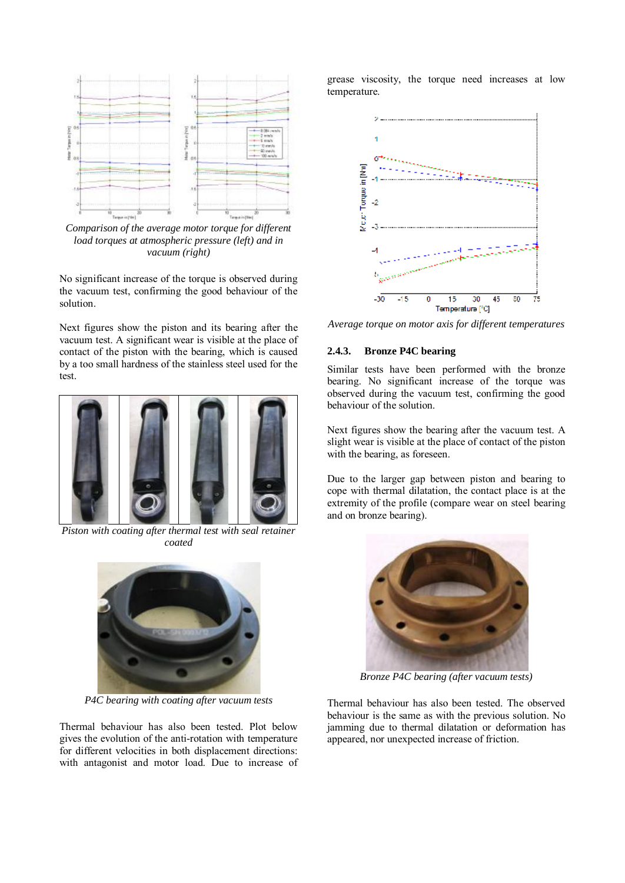Motor Torque in [Nm]

Torque in [Nm]

Motor Torque in [Nm]

Torque in [Nm]

0.384 mm/s
2 mm/s
5 mm/s
10 mm/s
50 mm/s
100 mm/s

*Comparison of the average motor torque for different load torques at atmospheric pressure (left) and in vacuum (right)*

No significant increase of the torque is observed during the vacuum test, confirming the good behaviour of the solution.

Next figures show the piston and its bearing after the vacuum test. A significant wear is visible at the place of contact of the piston with the bearing, which is caused by a too small hardness of the stainless steel used for the test.

*Piston with coating after thermal test with seal retainer coated*

*P4C bearing with coating after vacuum tests*

Thermal behaviour has also been tested. Plot below gives the evolution of the anti-rotation with temperature for different velocities in both displacement directions: with antagonist and motor load. Due to increase of grease viscosity, the torque need increases at low temperature.

Motor Torque in [Nm]

Temperature [°C]

-30 -15 0 15 30 45 60 75

2 1 0 -1 -2 -3 -4 -5

*Average torque on motor axis for different temperatures*

### 2.4.3. Bronze P4C bearing

Similar tests have been performed with the bronze bearing. No significant increase of the torque was observed during the vacuum test, confirming the good behaviour of the solution.

Next figures show the bearing after the vacuum test. A slight wear is visible at the place of contact of the piston with the bearing, as foreseen.

Due to the larger gap between piston and bearing to cope with thermal dilatation, the contact place is at the extremity of the profile (compare wear on steel bearing and on bronze bearing).

*Bronze P4C bearing (after vacuum tests)*

Thermal behaviour has also been tested. The observed behaviour is the same as with the previous solution. No jamming due to thermal dilatation or deformation has appeared, nor unexpected increase of friction.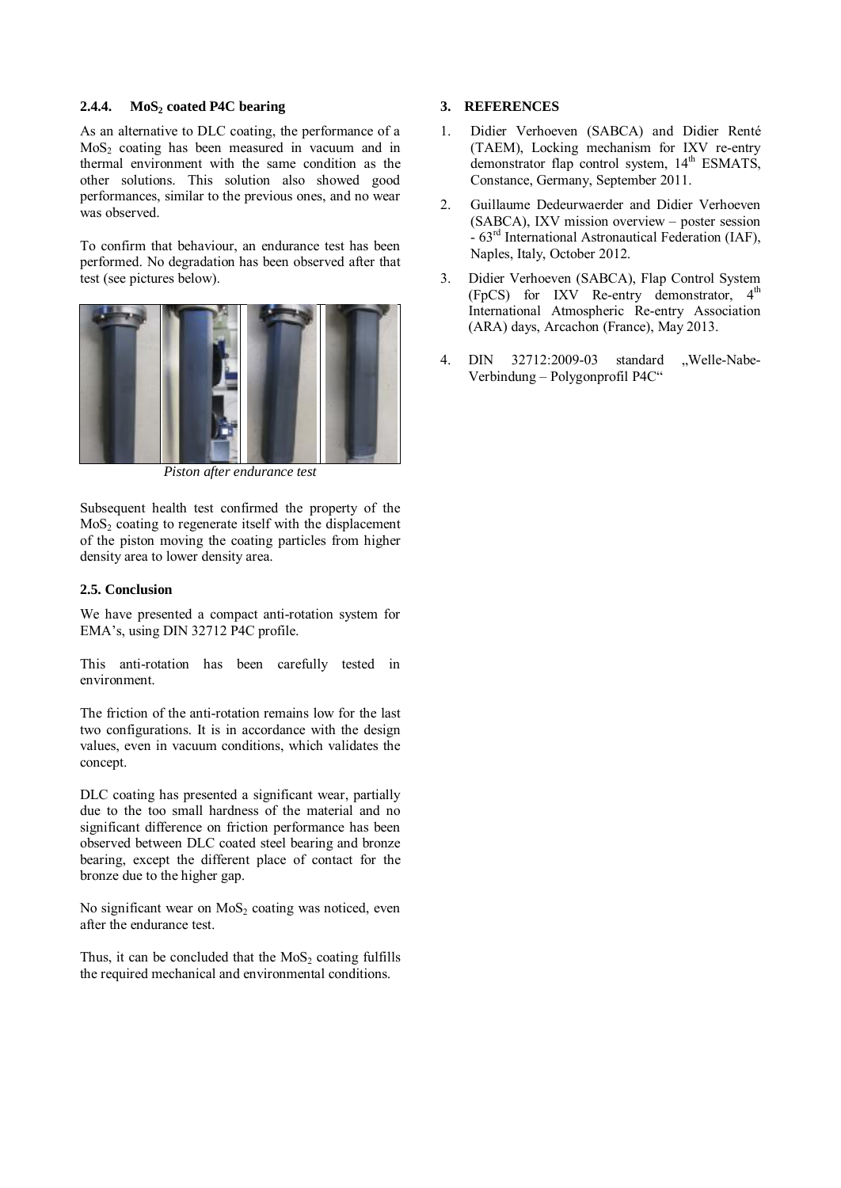#### 2.4.4. $MoS_2$ coated P4C bearing

As an alternative to DLC coating, the performance of a $MoS_2$ coating has been measured in vacuum and in thermal environment with the same condition as the other solutions. This solution also showed good performances, similar to the previous ones, and no wear was observed.

To confirm that behaviour, an endurance test has been performed. No degradation has been observed after that test (see pictures below).

*Piston after endurance test*

Subsequent health test confirmed the property of the $MoS_2$ coating to regenerate itself with the displacement of the piston moving the coating particles from higher density area to lower density area.

### 2.5. Conclusion

We have presented a compact anti-rotation system for EMA's, using DIN 32712 P4C profile.

This anti-rotation has been carefully tested in environment.

The friction of the anti-rotation remains low for the last two configurations. It is in accordance with the design values, even in vacuum conditions, which validates the concept.

DLC coating has presented a significant wear, partially due to the too small hardness of the material and no significant difference on friction performance has been observed between DLC coated steel bearing and bronze bearing, except the different place of contact for the bronze due to the higher gap.

No significant wear on $MoS_2$ coating was noticed, even after the endurance test.

Thus, it can be concluded that the $MoS_2$ coating fulfills the required mechanical and environmental conditions.

## 3. REFERENCES

1. Didier Verhoeven (SABCA) and Didier Renté (TAEM), Locking mechanism for IXV re-entry demonstrator flap control system, 14th ESMATS, Constance, Germany, September 2011.

2. Guillaume Dedeurwaerder and Didier Verhoeven (SABCA), IXV mission overview – poster session - 63rd International Astronautical Federation (IAF), Naples, Italy, October 2012.

3. Didier Verhoeven (SABCA), Flap Control System (FpCS) for IXV Re-entry demonstrator, 4th International Atmospheric Re-entry Association (ARA) days, Arcachon (France), May 2013.

4. DIN 32712:2009-03 standard „Welle-Nabe-Verbindung – Polygonprofil P4C"